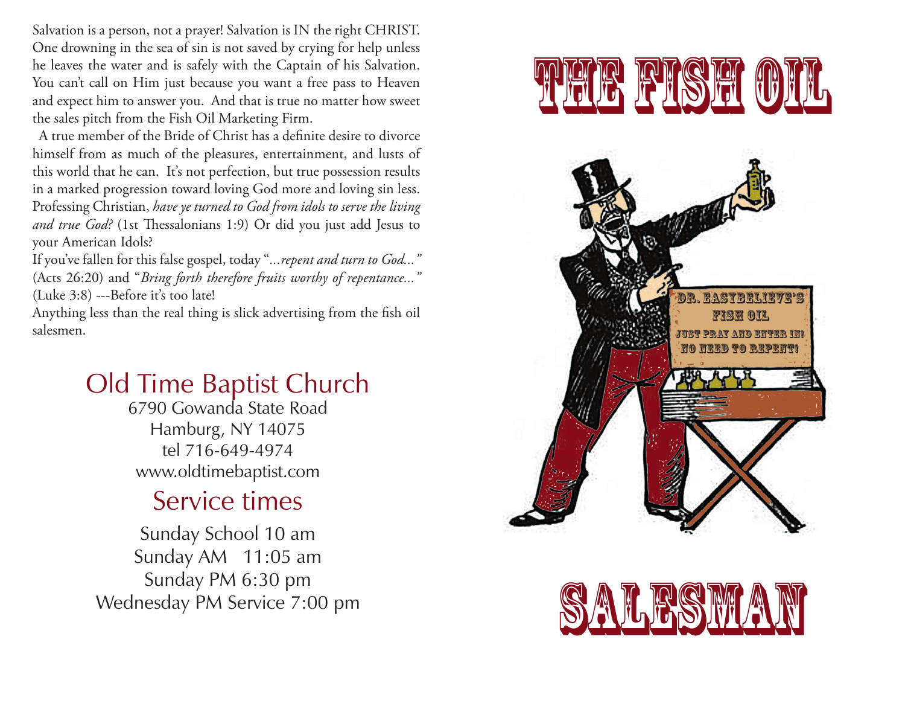Salvation is a person, not a prayer! Salvation is IN the right CHRIST. One drowning in the sea of sin is not saved by crying for help unless he leaves the water and is safely with the Captain of his Salvation. You can't call on Him just because you want a free pass to Heaven and expect him to answer you. And that is true no matter how sweet the sales pitch from the Fish Oil Marketing Firm.

A true member of the Bride of Christ has a definite desire to divorce himself from as much of the pleasures, entertainment, and lusts of this world that he can. It's not perfection, but true possession results in a marked progression toward loving God more and loving sin less. Professing Christian, *have ye turned to God from idols to serve the living and true God?* (1st Thessalonians 1:9) Or did you just add Jesus to your American Idols?

If you've fallen for this false gospel, today "*...repent and turn to God...*" (Acts 26:20) and "*Bring forth therefore fruits worthy of repentance...*" (Luke 3:8) ---Before it's too late!

Anything less than the real thing is slick advertising from the fish oil salesmen.

## Old Time Baptist Church

6790 Gowanda State Road
Hamburg, NY 14075
tel 716-649-4974
www.oldtimebaptist.com

## Service times

Sunday School 10 am
Sunday AM 11:05 am
Sunday PM 6:30 pm
Wednesday PM Service 7:00 pm

# THE FISH OIL

DR. EASYBELIEVE'S
FISH OIL
JUST PRAY AND ENTER IN!
NO NEED TO REPENT!

# SALESMAN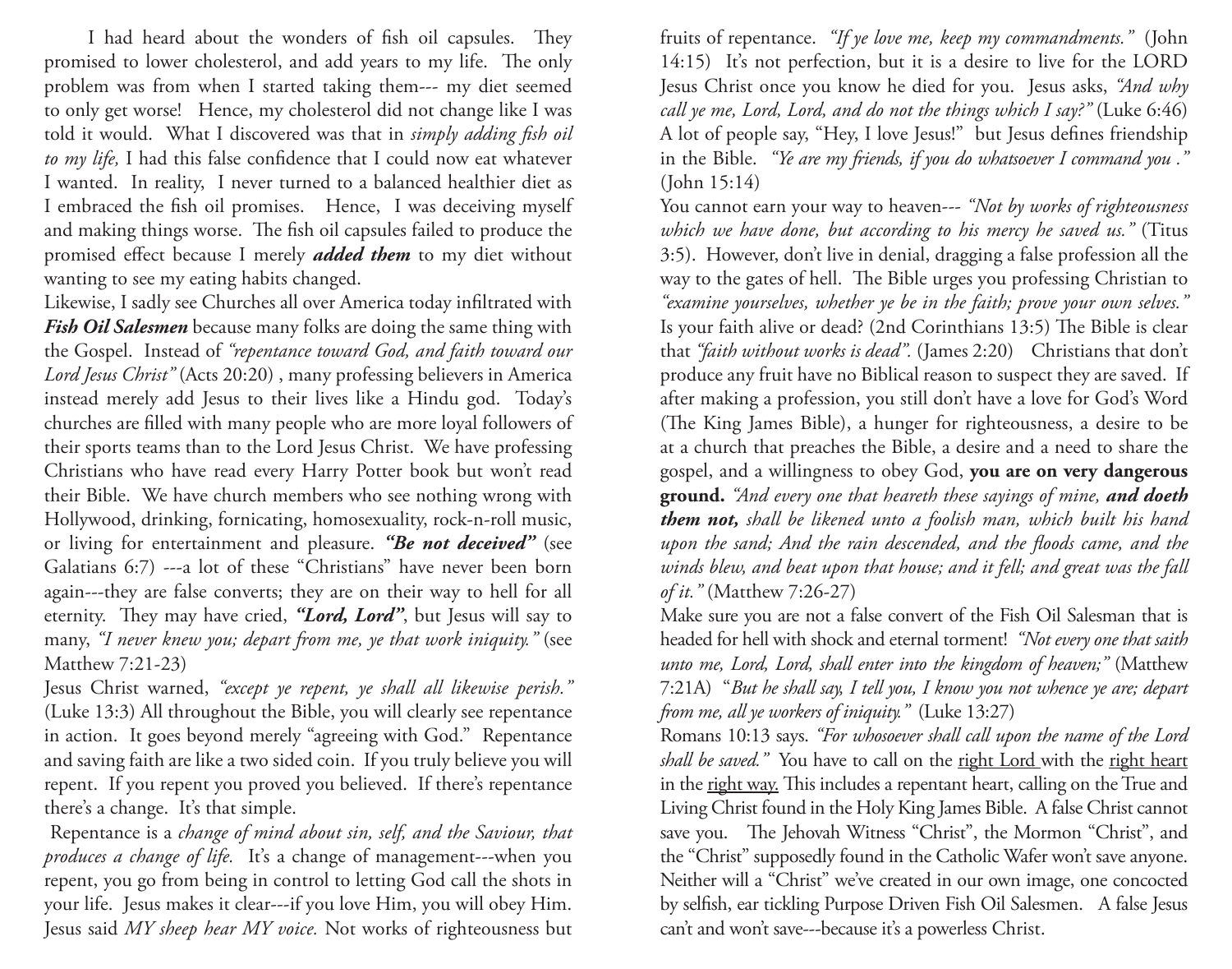I had heard about the wonders of fish oil capsules. They promised to lower cholesterol, and add years to my life. The only problem was from when I started taking them--- my diet seemed to only get worse! Hence, my cholesterol did not change like I was told it would. What I discovered was that in *simply adding fish oil to my life,* I had this false confidence that I could now eat whatever I wanted. In reality, I never turned to a balanced healthier diet as I embraced the fish oil promises. Hence, I was deceiving myself and making things worse. The fish oil capsules failed to produce the promised effect because I merely ***added them*** to my diet without wanting to see my eating habits changed.

Likewise, I sadly see Churches all over America today infiltrated with ***Fish Oil Salesmen*** because many folks are doing the same thing with the Gospel. Instead of *"repentance toward God, and faith toward our Lord Jesus Christ"* (Acts 20:20) , many professing believers in America instead merely add Jesus to their lives like a Hindu god. Today's churches are filled with many people who are more loyal followers of their sports teams than to the Lord Jesus Christ. We have professing Christians who have read every Harry Potter book but won't read their Bible. We have church members who see nothing wrong with Hollywood, drinking, fornicating, homosexuality, rock-n-roll music, or living for entertainment and pleasure. ***"Be not deceived"*** (see Galatians 6:7) ---a lot of these "Christians" have never been born again---they are false converts; they are on their way to hell for all eternity. They may have cried, ***"Lord, Lord"***, but Jesus will say to many, *"I never knew you; depart from me, ye that work iniquity."* (see Matthew 7:21-23)

Jesus Christ warned, *"except ye repent, ye shall all likewise perish."* (Luke 13:3) All throughout the Bible, you will clearly see repentance in action. It goes beyond merely "agreeing with God." Repentance and saving faith are like a two sided coin. If you truly believe you will repent. If you repent you proved you believed. If there's repentance there's a change. It's that simple.

Repentance is a *change of mind about sin, self, and the Saviour, that produces a change of life.* It's a change of management---when you repent, you go from being in control to letting God call the shots in your life. Jesus makes it clear---if you love Him, you will obey Him. Jesus said *MY sheep hear MY voice.* Not works of righteousness but fruits of repentance. *"If ye love me, keep my commandments."* (John 14:15) It's not perfection, but it is a desire to live for the LORD Jesus Christ once you know he died for you. Jesus asks, *"And why call ye me, Lord, Lord, and do not the things which I say?"* (Luke 6:46) A lot of people say, "Hey, I love Jesus!" but Jesus defines friendship in the Bible. *"Ye are my friends, if you do whatsoever I command you ."* (John 15:14)

You cannot earn your way to heaven--- *"Not by works of righteousness which we have done, but according to his mercy he saved us."* (Titus 3:5). However, don't live in denial, dragging a false profession all the way to the gates of hell. The Bible urges you professing Christian to *"examine yourselves, whether ye be in the faith; prove your own selves."* Is your faith alive or dead? (2nd Corinthians 13:5) The Bible is clear that *"faith without works is dead".* (James 2:20) Christians that don't produce any fruit have no Biblical reason to suspect they are saved. If after making a profession, you still don't have a love for God's Word (The King James Bible), a hunger for righteousness, a desire to be at a church that preaches the Bible, a desire and a need to share the gospel, and a willingness to obey God, **you are on very dangerous ground.** *"And every one that heareth these sayings of mine, **and doeth them not,** shall be likened unto a foolish man, which built his hand upon the sand; And the rain descended, and the floods came, and the winds blew, and beat upon that house; and it fell; and great was the fall of it."* (Matthew 7:26-27)

Make sure you are not a false convert of the Fish Oil Salesman that is headed for hell with shock and eternal torment! *"Not every one that saith unto me, Lord, Lord, shall enter into the kingdom of heaven;"* (Matthew 7:21A) *"But he shall say, I tell you, I know you not whence ye are; depart from me, all ye workers of iniquity."* (Luke 13:27)

Romans 10:13 says. *"For whosoever shall call upon the name of the Lord shall be saved."* You have to call on the <u>right Lord</u> with the <u>right heart</u> in the <u>right way.</u> This includes a repentant heart, calling on the True and Living Christ found in the Holy King James Bible. A false Christ cannot save you. The Jehovah Witness "Christ", the Mormon "Christ", and the "Christ" supposedly found in the Catholic Wafer won't save anyone. Neither will a "Christ" we've created in our own image, one concocted by selfish, ear tickling Purpose Driven Fish Oil Salesmen. A false Jesus can't and won't save---because it's a powerless Christ.